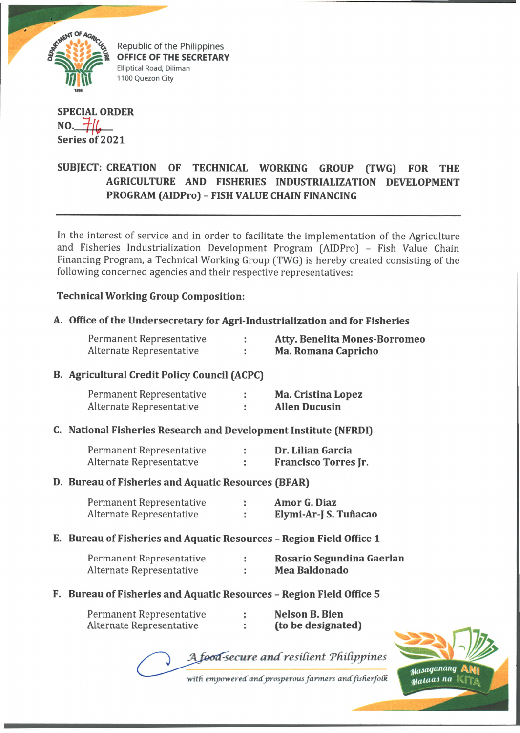Republic of the Philippines
**OFFICE OF THE SECRETARY**
Elliptical Road, Diliman
1100 Quezon City

**SPECIAL ORDER**
**NO.** 716
**Series of 2021**

**SUBJECT: CREATION OF TECHNICAL WORKING GROUP (TWG) FOR THE AGRICULTURE AND FISHERIES INDUSTRIALIZATION DEVELOPMENT PROGRAM (AIDPro) – FISH VALUE CHAIN FINANCING**

---

In the interest of service and in order to facilitate the implementation of the Agriculture and Fisheries Industrialization Development Program (AIDPro) – Fish Value Chain Financing Program, a Technical Working Group (TWG) is hereby created consisting of the following concerned agencies and their respective representatives:

**Technical Working Group Composition:**

**A. Office of the Undersecretary for Agri-Industrialization and for Fisheries**

| | | |
|---|---|---|
| Permanent Representative | : | **Atty. Benelita Mones-Borromeo** |
| Alternate Representative | : | **Ma. Romana Capricho** |

**B. Agricultural Credit Policy Council (ACPC)**

| | | |
|---|---|---|
| Permanent Representative | : | **Ma. Cristina Lopez** |
| Alternate Representative | : | **Allen Ducusin** |

**C. National Fisheries Research and Development Institute (NFRDI)**

| | | |
|---|---|---|
| Permanent Representative | : | **Dr. Lilian Garcia** |
| Alternate Representative | : | **Francisco Torres Jr.** |

**D. Bureau of Fisheries and Aquatic Resources (BFAR)**

| | | |
|---|---|---|
| Permanent Representative | : | **Amor G. Diaz** |
| Alternate Representative | : | **Elymi-Ar-J S. Tuñacao** |

**E. Bureau of Fisheries and Aquatic Resources – Region Field Office 1**

| | | |
|---|---|---|
| Permanent Representative | : | **Rosario Segundina Gaerlan** |
| Alternate Representative | : | **Mea Baldonado** |

**F. Bureau of Fisheries and Aquatic Resources – Region Field Office 5**

| | | |
|---|---|---|
| Permanent Representative | : | **Nelson B. Bien** |
| Alternate Representative | : | **(to be designated)** |

*A food-secure and resilient Philippines with empowered and prosperous farmers and fisherfolk*

Masaganang ANI Mataas na KITA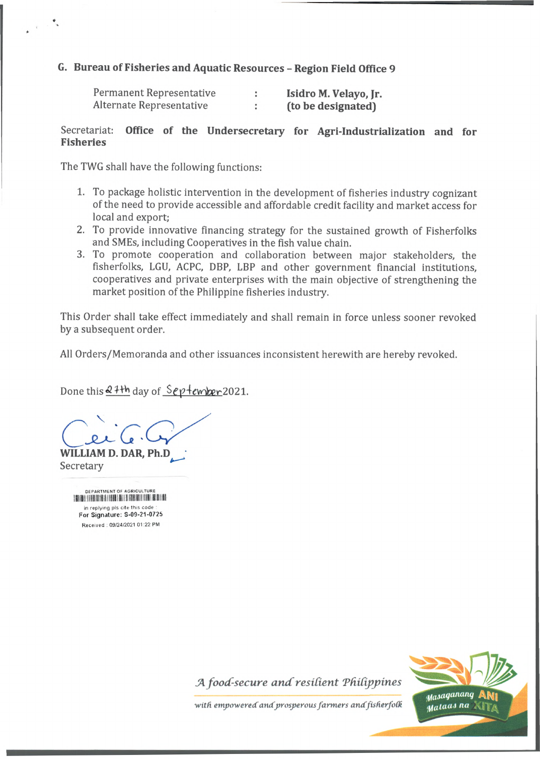### G. Bureau of Fisheries and Aquatic Resources – Region Field Office 9

| | | |
|---|---|---|
| Permanent Representative | : | **Isidro M. Velayo, Jr.** |
| Alternate Representative | : | **(to be designated)** |

Secretariat: **Office of the Undersecretary for Agri-Industrialization and for Fisheries**

The TWG shall have the following functions:

1. To package holistic intervention in the development of fisheries industry cognizant of the need to provide accessible and affordable credit facility and market access for local and export;
2. To provide innovative financing strategy for the sustained growth of Fisherfolks and SMEs, including Cooperatives in the fish value chain.
3. To promote cooperation and collaboration between major stakeholders, the fisherfolks, LGU, ACPC, DBP, LBP and other government financial institutions, cooperatives and private enterprises with the main objective of strengthening the market position of the Philippine fisheries industry.

This Order shall take effect immediately and shall remain in force unless sooner revoked by a subsequent order.

All Orders/Memoranda and other issuances inconsistent herewith are hereby revoked.

Done this 27th day of September 2021.

**WILLIAM D. DAR, Ph.D**
Secretary

DEPARTMENT OF AGRICULTURE
in replying pls cite this code :
For Signature: S-09-21-0725
Received : 09/24/2021 01:22 PM

*A food-secure and resilient Philippines*
*with empowered and prosperous farmers and fisherfolk*

Masaganang ANI Mataas na KITA